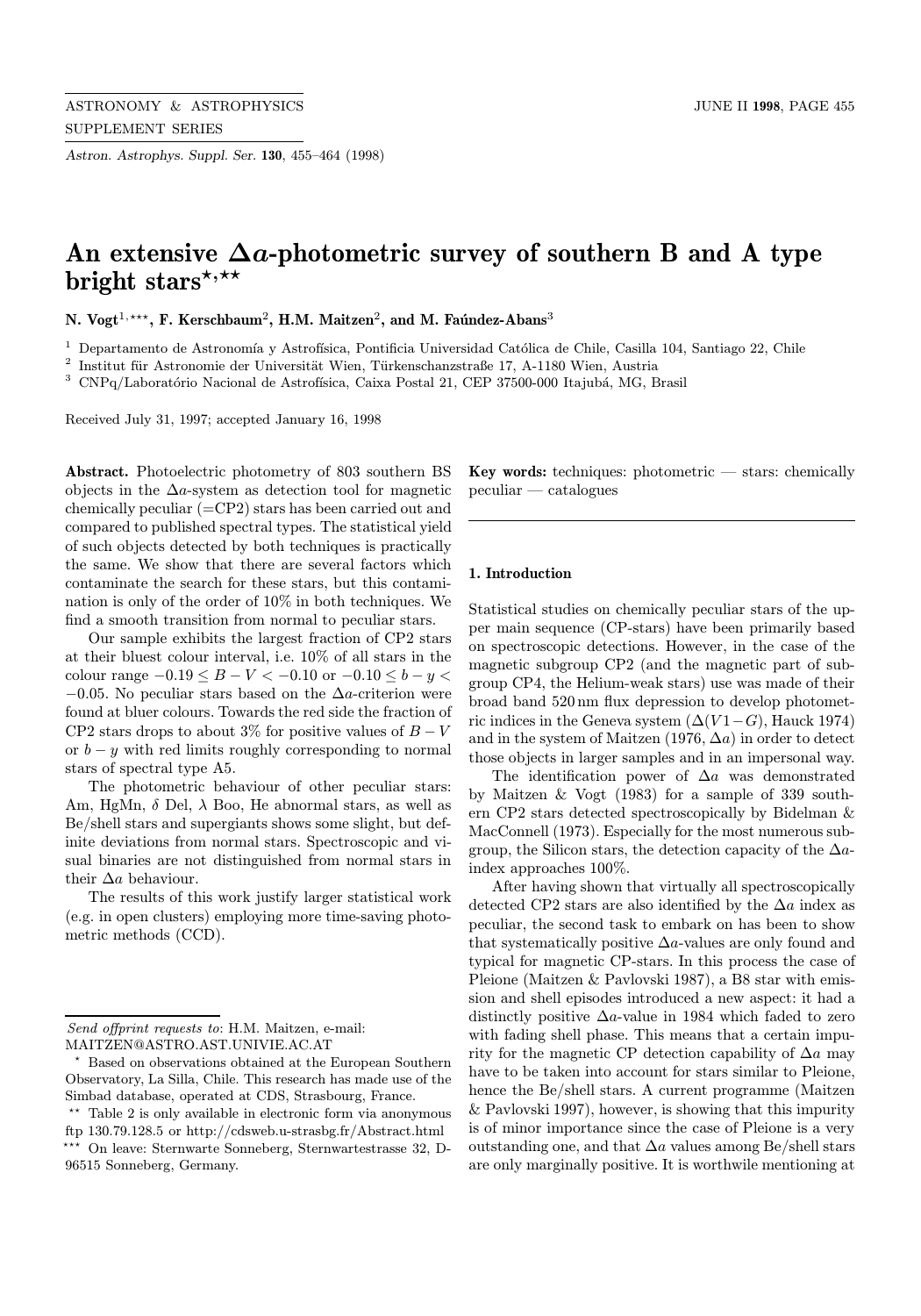# An extensive $\Delta a$-photometric survey of southern B and A type bright stars[⋆,⋆⋆]

**N. Vogt[1,⋆⋆⋆], F. Kerschbaum[2], H.M. Maitzen[2], and M. Faúndez-Abans[3]**

[1] Departamento de Astronomía y Astrofísica, Pontificia Universidad Católica de Chile, Casilla 104, Santiago 22, Chile

[2] Institut für Astronomie der Universität Wien, Türkenschanzstraße 17, A-1180 Wien, Austria

[3] CNPq/Laboratório Nacional de Astrofísica, Caixa Postal 21, CEP 37500-000 Itajubá, MG, Brasil

Received July 31, 1997; accepted January 16, 1998

**Abstract.** Photoelectric photometry of 803 southern BS objects in the $\Delta a$-system as detection tool for magnetic chemically peculiar (=CP2) stars has been carried out and compared to published spectral types. The statistical yield of such objects detected by both techniques is practically the same. We show that there are several factors which contaminate the search for these stars, but this contamination is only of the order of 10% in both techniques. We find a smooth transition from normal to peculiar stars.

Our sample exhibits the largest fraction of CP2 stars at their bluest colour interval, i.e. 10% of all stars in the colour range $-0.19 \leq B-V < -0.10$ or $-0.10 \leq b-y < -0.05$. No peculiar stars based on the $\Delta a$-criterion were found at bluer colours. Towards the red side the fraction of CP2 stars drops to about 3% for positive values of $B-V$ or $b-y$ with red limits roughly corresponding to normal stars of spectral type A5.

The photometric behaviour of other peculiar stars: Am, HgMn, $\delta$ Del, $\lambda$ Boo, He abnormal stars, as well as Be/shell stars and supergiants shows some slight, but definite deviations from normal stars. Spectroscopic and visual binaries are not distinguished from normal stars in their $\Delta a$ behaviour.

The results of this work justify larger statistical work (e.g. in open clusters) employing more time-saving photometric methods (CCD).

**Key words:** techniques: photometric — stars: chemically peculiar — catalogues

## 1. Introduction

Statistical studies on chemically peculiar stars of the upper main sequence (CP-stars) have been primarily based on spectroscopic detections. However, in the case of the magnetic subgroup CP2 (and the magnetic part of subgroup CP4, the Helium-weak stars) use was made of their broad band 520 nm flux depression to develop photometric indices in the Geneva system ($\Delta(V1-G)$, Hauck 1974) and in the system of Maitzen (1976, $\Delta a$) in order to detect those objects in larger samples and in an impersonal way.

The identification power of $\Delta a$ was demonstrated by Maitzen & Vogt (1983) for a sample of 339 southern CP2 stars detected spectroscopically by Bidelman & MacConnell (1973). Especially for the most numerous subgroup, the Silicon stars, the detection capacity of the $\Delta a$-index approaches 100%.

After having shown that virtually all spectroscopically detected CP2 stars are also identified by the $\Delta a$ index as peculiar, the second task to embark on has been to show that systematically positive $\Delta a$-values are only found and typical for magnetic CP-stars. In this process the case of Pleione (Maitzen & Pavlovski 1987), a B8 star with emission and shell episodes introduced a new aspect: it had a distinctly positive $\Delta a$-value in 1984 which faded to zero with fading shell phase. This means that a certain impurity for the magnetic CP detection capability of $\Delta a$ may have to be taken into account for stars similar to Pleione, hence the Be/shell stars. A current programme (Maitzen & Pavlovski 1997), however, is showing that this impurity is of minor importance since the case of Pleione is a very outstanding one, and that $\Delta a$ values among Be/shell stars are only marginally positive. It is worthwile mentioning at

---

*Send offprint requests to*: H.M. Maitzen, e-mail: MAITZEN@ASTRO.AST.UNIVIE.AC.AT

⋆ Based on observations obtained at the European Southern Observatory, La Silla, Chile. This research has made use of the Simbad database, operated at CDS, Strasbourg, France.

⋆⋆ Table 2 is only available in electronic form via anonymous ftp 130.79.128.5 or http://cdsweb.u-strasbg.fr/Abstract.html

⋆⋆⋆ On leave: Sternwarte Sonneberg, Sternwartestrasse 32, D-96515 Sonneberg, Germany.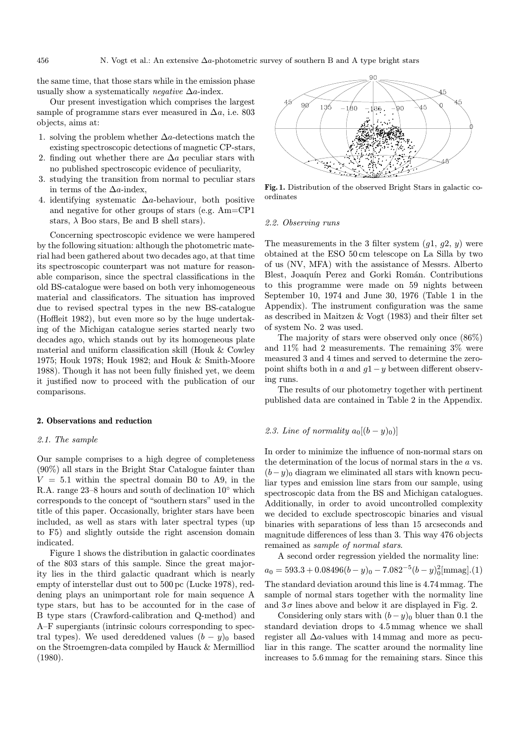the same time, that those stars while in the emission phase usually show a systematically *negative* $\Delta a$-index.

Our present investigation which comprises the largest sample of programme stars ever measured in $\Delta a$, i.e. 803 objects, aims at:

1. solving the problem whether $\Delta a$-detections match the existing spectroscopic detections of magnetic CP-stars,
2. finding out whether there are $\Delta a$ peculiar stars with no published spectroscopic evidence of peculiarity,
3. studying the transition from normal to peculiar stars in terms of the $\Delta a$-index,
4. identifying systematic $\Delta a$-behaviour, both positive and negative for other groups of stars (e.g. Am=CP1 stars, $\lambda$ Boo stars, Be and B shell stars).

Concerning spectroscopic evidence we were hampered by the following situation: although the photometric material had been gathered about two decades ago, at that time its spectroscopic counterpart was not mature for reasonable comparison, since the spectral classifications in the old BS-catalogue were based on both very inhomogeneous material and classificators. The situation has improved due to revised spectral types in the new BS-catalogue (Hoffleit 1982), but even more so by the huge undertaking of the Michigan catalogue series started nearly two decades ago, which stands out by its homogeneous plate material and uniform classification skill (Houk & Cowley 1975; Houk 1978; Houk 1982; and Houk & Smith-Moore 1988). Though it has not been fully finished yet, we deem it justified now to proceed with the publication of our comparisons.

## 2. Observations and reduction

### 2.1. The sample

Our sample comprises to a high degree of completeness (90%) all stars in the Bright Star Catalogue fainter than $V = 5.1$ within the spectral domain B0 to A9, in the R.A. range 23–8 hours and south of declination 10° which corresponds to the concept of "southern stars" used in the title of this paper. Occasionally, brighter stars have been included, as well as stars with later spectral types (up to F5) and slightly outside the right ascension domain indicated.

Figure 1 shows the distribution in galactic coordinates of the 803 stars of this sample. Since the great majority lies in the third galactic quadrant which is nearly empty of interstellar dust out to 500 pc (Lucke 1978), reddening plays an unimportant role for main sequence A type stars, but has to be accounted for in the case of B type stars (Crawford-calibration and Q-method) and A–F supergiants (intrinsic colours corresponding to spectral types). We used dereddened values $(b-y)_0$ based on the Stroemgren-data compiled by Hauck & Mermilliod (1980).

**Fig. 1.** Distribution of the observed Bright Stars in galactic coordinates

### 2.2. Observing runs

The measurements in the 3 filter system ($g1$, $g2$, $y$) were obtained at the ESO 50 cm telescope on La Silla by two of us (NV, MFA) with the assistance of Messrs. Alberto Blest, Joaquín Perez and Gorki Román. Contributions to this programme were made on 59 nights between September 10, 1974 and June 30, 1976 (Table 1 in the Appendix). The instrument configuration was the same as described in Maitzen & Vogt (1983) and their filter set of system No. 2 was used.

The majority of stars were observed only once (86%) and 11% had 2 measurements. The remaining 3% were measured 3 and 4 times and served to determine the zeropoint shifts both in $a$ and $g1-y$ between different observing runs.

The results of our photometry together with pertinent published data are contained in Table 2 in the Appendix.

### 2.3. Line of normality $a_0[(b-y)_0)]$

In order to minimize the influence of non-normal stars on the determination of the locus of normal stars in the $a$ vs. $(b-y)_0$ diagram we eliminated all stars with known peculiar types and emission line stars from our sample, using spectroscopic data from the BS and Michigan catalogues. Additionally, in order to avoid uncontrolled complexity we decided to exclude spectroscopic binaries and visual binaries with separations of less than 15 arcseconds and magnitude differences of less than 3. This way 476 objects remained as *sample of normal stars*.

A second order regression yielded the normality line:

$$a_0 = 593.3 + 0.08496(b-y)_0 - 7.082^{-5}(b-y)_0^2 [\text{mmag}]. \quad (1)$$

The standard deviation around this line is 4.74 mmag. The sample of normal stars together with the normality line and $3\sigma$ lines above and below it are displayed in Fig. 2.

Considering only stars with $(b-y)_0$ bluer than 0.1 the standard deviation drops to 4.5 mmag whence we shall register all $\Delta a$-values with 14 mmag and more as peculiar in this range. The scatter around the normality line increases to 5.6 mmag for the remaining stars. Since this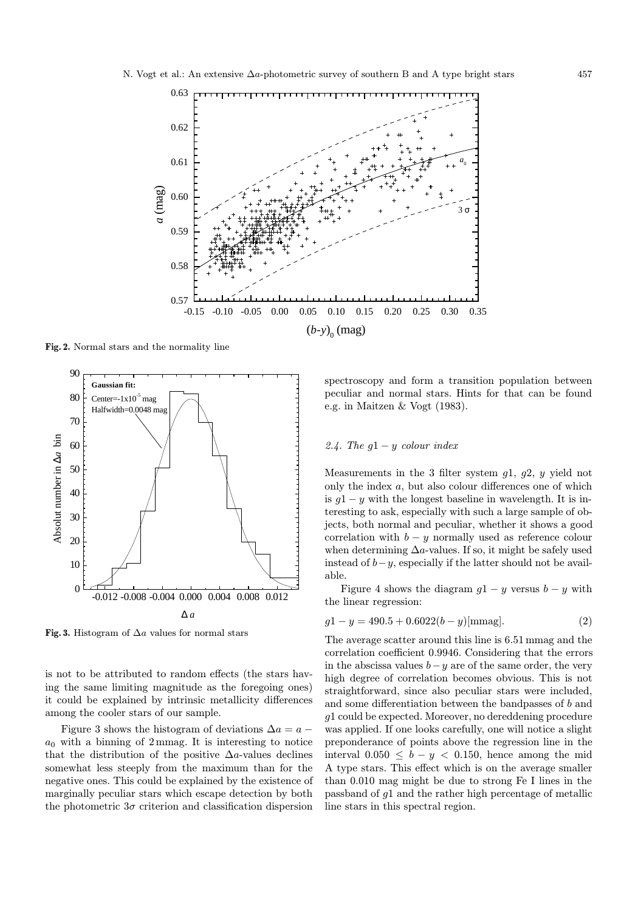Fig. 2. Normal stars and the normality line

Fig. 3. Histogram of $\Delta a$ values for normal stars

is not to be attributed to random effects (the stars having the same limiting magnitude as the foregoing ones) it could be explained by intrinsic metallicity differences among the cooler stars of our sample.

Figure 3 shows the histogram of deviations $\Delta a = a - a_0$ with a binning of 2 mmag. It is interesting to notice that the distribution of the positive $\Delta a$-values declines somewhat less steeply from the maximum than for the negative ones. This could be explained by the existence of marginally peculiar stars which escape detection by both the photometric $3\sigma$ criterion and classification dispersion spectroscopy and form a transition population between peculiar and normal stars. Hints for that can be found e.g. in Maitzen & Vogt (1983).

### 2.4. The $g1 - y$ colour index

Measurements in the 3 filter system $g1$, $g2$, $y$ yield not only the index $a$, but also colour differences one of which is $g1 - y$ with the longest baseline in wavelength. It is interesting to ask, especially with such a large sample of objects, both normal and peculiar, whether it shows a good correlation with $b - y$ normally used as reference colour when determining $\Delta a$-values. If so, it might be safely used instead of $b - y$, especially if the latter should not be available.

Figure 4 shows the diagram $g1 - y$ versus $b - y$ with the linear regression:

$$g1 - y = 490.5 + 0.6022(b - y)[\text{mmag}]. \tag{2}$$

The average scatter around this line is 6.51 mmag and the correlation coefficient 0.9946. Considering that the errors in the abscissa values $b - y$ are of the same order, the very high degree of correlation becomes obvious. This is not straightforward, since also peculiar stars were included, and some differentiation between the bandpasses of $b$ and $g1$ could be expected. Moreover, no dereddening procedure was applied. If one looks carefully, one will notice a slight preponderance of points above the regression line in the interval $0.050 \leq b - y < 0.150$, hence among the mid A type stars. This effect which is on the average smaller than 0.010 mag might be due to strong Fe I lines in the passband of $g1$ and the rather high percentage of metallic line stars in this spectral region.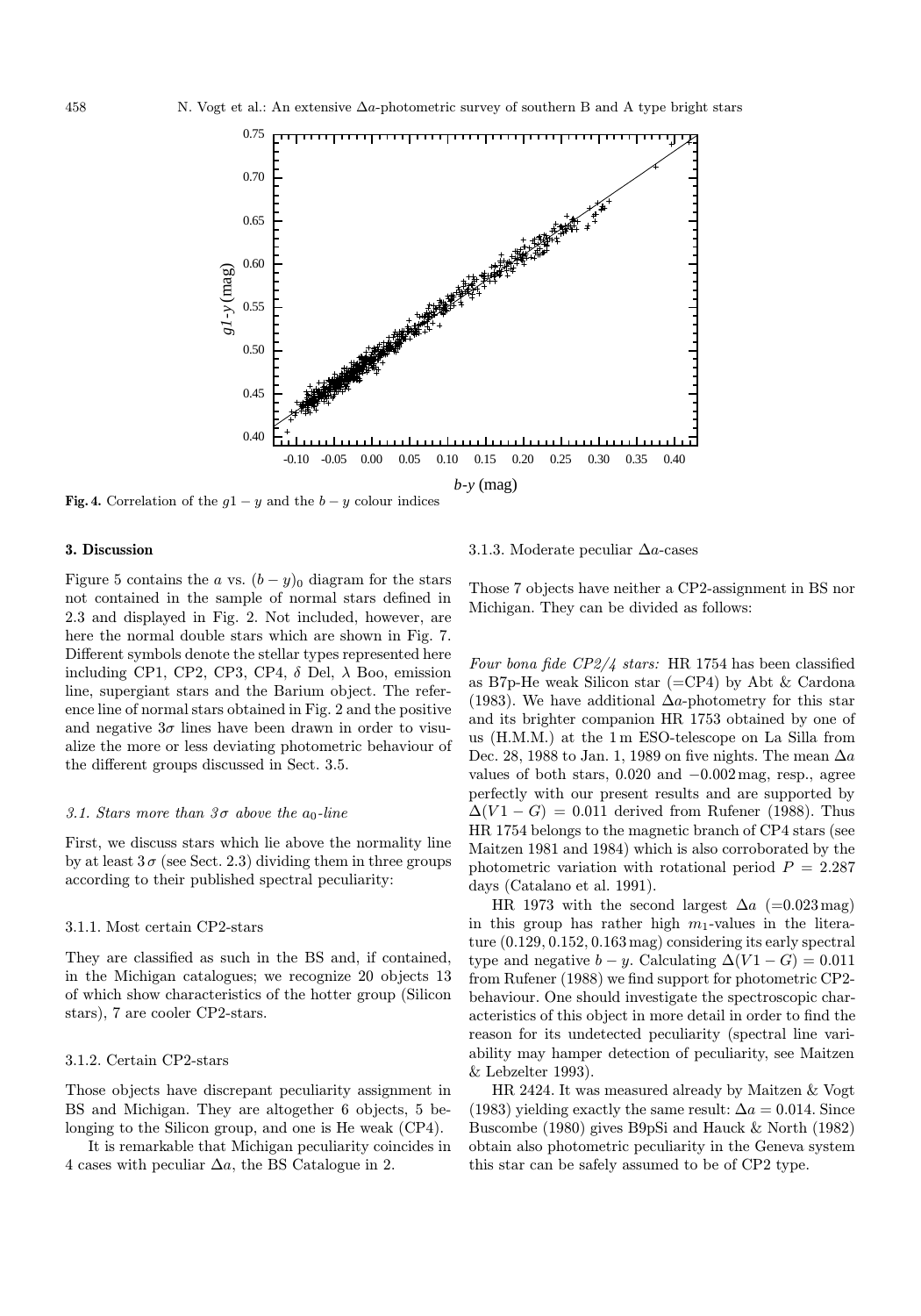**Fig. 4.** Correlation of the $g1 - y$ and the $b - y$ colour indices

## 3. Discussion

Figure 5 contains the $a$ vs. $(b - y)_0$ diagram for the stars not contained in the sample of normal stars defined in 2.3 and displayed in Fig. 2. Not included, however, are here the normal double stars which are shown in Fig. 7. Different symbols denote the stellar types represented here including CP1, CP2, CP3, CP4, $\delta$ Del, $\lambda$ Boo, emission line, supergiant stars and the Barium object. The reference line of normal stars obtained in Fig. 2 and the positive and negative $3\sigma$ lines have been drawn in order to visualize the more or less deviating photometric behaviour of the different groups discussed in Sect. 3.5.

### *3.1. Stars more than $3\sigma$ above the $a_0$-line*

First, we discuss stars which lie above the normality line by at least $3\,\sigma$ (see Sect. 2.3) dividing them in three groups according to their published spectral peculiarity:

#### 3.1.1. Most certain CP2-stars

They are classified as such in the BS and, if contained, in the Michigan catalogues; we recognize 20 objects 13 of which show characteristics of the hotter group (Silicon stars), 7 are cooler CP2-stars.

#### 3.1.2. Certain CP2-stars

Those objects have discrepant peculiarity assignment in BS and Michigan. They are altogether 6 objects, 5 belonging to the Silicon group, and one is He weak (CP4).

It is remarkable that Michigan peculiarity coincides in 4 cases with peculiar $\Delta a$, the BS Catalogue in 2.

#### 3.1.3. Moderate peculiar $\Delta a$-cases

Those 7 objects have neither a CP2-assignment in BS nor Michigan. They can be divided as follows:

*Four bona fide CP2/4 stars:* HR 1754 has been classified as B7p-He weak Silicon star (=CP4) by Abt & Cardona (1983). We have additional $\Delta a$-photometry for this star and its brighter companion HR 1753 obtained by one of us (H.M.M.) at the 1 m ESO-telescope on La Silla from Dec. 28, 1988 to Jan. 1, 1989 on five nights. The mean $\Delta a$ values of both stars, 0.020 and $-0.002$ mag, resp., agree perfectly with our present results and are supported by $\Delta(V1 - G) = 0.011$ derived from Rufener (1988). Thus HR 1754 belongs to the magnetic branch of CP4 stars (see Maitzen 1981 and 1984) which is also corroborated by the photometric variation with rotational period $P = 2.287$ days (Catalano et al. 1991).

HR 1973 with the second largest $\Delta a$ (=0.023 mag) in this group has rather high $m_1$-values in the literature (0.129, 0.152, 0.163 mag) considering its early spectral type and negative $b - y$. Calculating $\Delta(V1 - G) = 0.011$ from Rufener (1988) we find support for photometric CP2-behaviour. One should investigate the spectroscopic characteristics of this object in more detail in order to find the reason for its undetected peculiarity (spectral line variability may hamper detection of peculiarity, see Maitzen & Lebzelter 1993).

HR 2424. It was measured already by Maitzen & Vogt (1983) yielding exactly the same result: $\Delta a = 0.014$. Since Buscombe (1980) gives B9pSi and Hauck & North (1982) obtain also photometric peculiarity in the Geneva system this star can be safely assumed to be of CP2 type.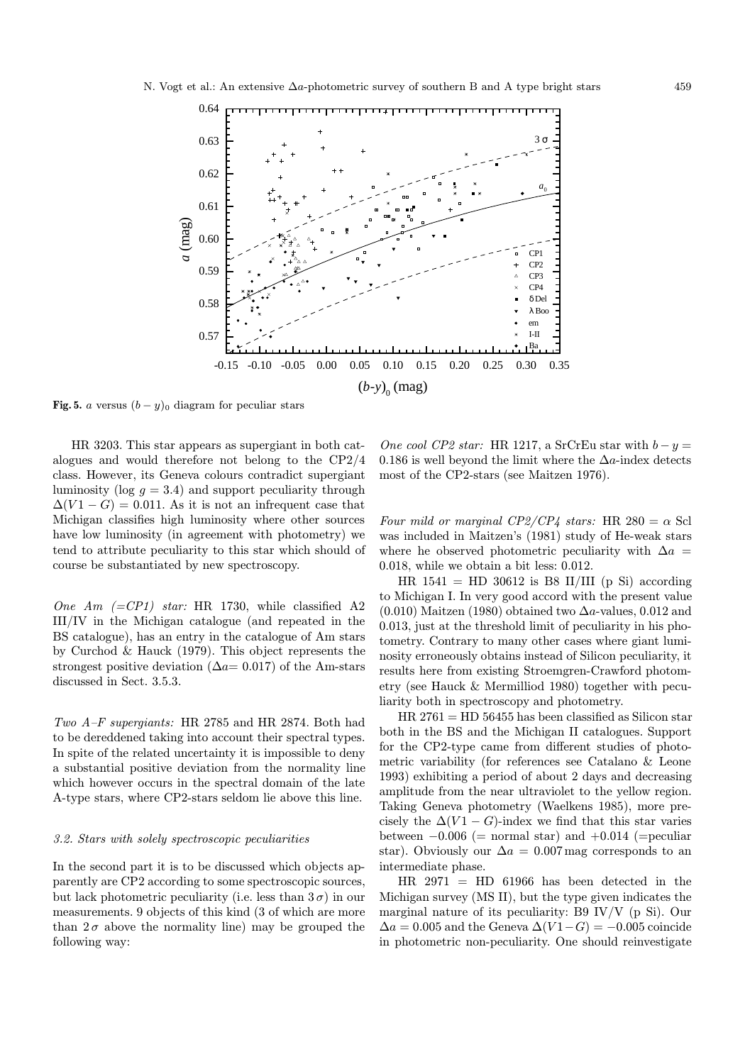**Fig. 5.** $a$ versus $(b-y)_0$ diagram for peculiar stars

HR 3203. This star appears as supergiant in both catalogues and would therefore not belong to the CP2/4 class. However, its Geneva colours contradict supergiant luminosity (log $g = 3.4$) and support peculiarity through $\Delta(V1-G) = 0.011$. As it is not an infrequent case that Michigan classifies high luminosity where other sources have low luminosity (in agreement with photometry) we tend to attribute peculiarity to this star which should of course be substantiated by new spectroscopy.

*One Am (=CP1) star:* HR 1730, while classified A2 III/IV in the Michigan catalogue (and repeated in the BS catalogue), has an entry in the catalogue of Am stars by Curchod & Hauck (1979). This object represents the strongest positive deviation ($\Delta a$= 0.017) of the Am-stars discussed in Sect. 3.5.3.

*Two A–F supergiants:* HR 2785 and HR 2874. Both had to be dereddened taking into account their spectral types. In spite of the related uncertainty it is impossible to deny a substantial positive deviation from the normality line which however occurs in the spectral domain of the late A-type stars, where CP2-stars seldom lie above this line.

### 3.2. Stars with solely spectroscopic peculiarities

In the second part it is to be discussed which objects apparently are CP2 according to some spectroscopic sources, but lack photometric peculiarity (i.e. less than $3\,\sigma$) in our measurements. 9 objects of this kind (3 of which are more than $2\,\sigma$ above the normality line) may be grouped the following way:

*One cool CP2 star:* HR 1217, a SrCrEu star with $b-y = 0.186$ is well beyond the limit where the $\Delta a$-index detects most of the CP2-stars (see Maitzen 1976).

*Four mild or marginal CP2/CP4 stars:* HR 280 = $\alpha$ Scl was included in Maitzen's (1981) study of He-weak stars where he observed photometric peculiarity with $\Delta a = 0.018$, while we obtain a bit less: 0.012.

HR 1541 = HD 30612 is B8 II/III (p Si) according to Michigan I. In very good accord with the present value (0.010) Maitzen (1980) obtained two $\Delta a$-values, 0.012 and 0.013, just at the threshold limit of peculiarity in his photometry. Contrary to many other cases where giant luminosity erroneously obtains instead of Silicon peculiarity, it results here from existing Stroemgren-Crawford photometry (see Hauck & Mermilliod 1980) together with peculiarity both in spectroscopy and photometry.

HR 2761 = HD 56455 has been classified as Silicon star both in the BS and the Michigan II catalogues. Support for the CP2-type came from different studies of photometric variability (for references see Catalano & Leone 1993) exhibiting a period of about 2 days and decreasing amplitude from the near ultraviolet to the yellow region. Taking Geneva photometry (Waelkens 1985), more precisely the $\Delta(V1-G)$-index we find that this star varies between $-0.006$ (= normal star) and $+0.014$ (=peculiar star). Obviously our $\Delta a = 0.007$ mag corresponds to an intermediate phase.

HR 2971 = HD 61966 has been detected in the Michigan survey (MS II), but the type given indicates the marginal nature of its peculiarity: B9 IV/V (p Si). Our $\Delta a = 0.005$ and the Geneva $\Delta(V1-G) = -0.005$ coincide in photometric non-peculiarity. One should reinvestigate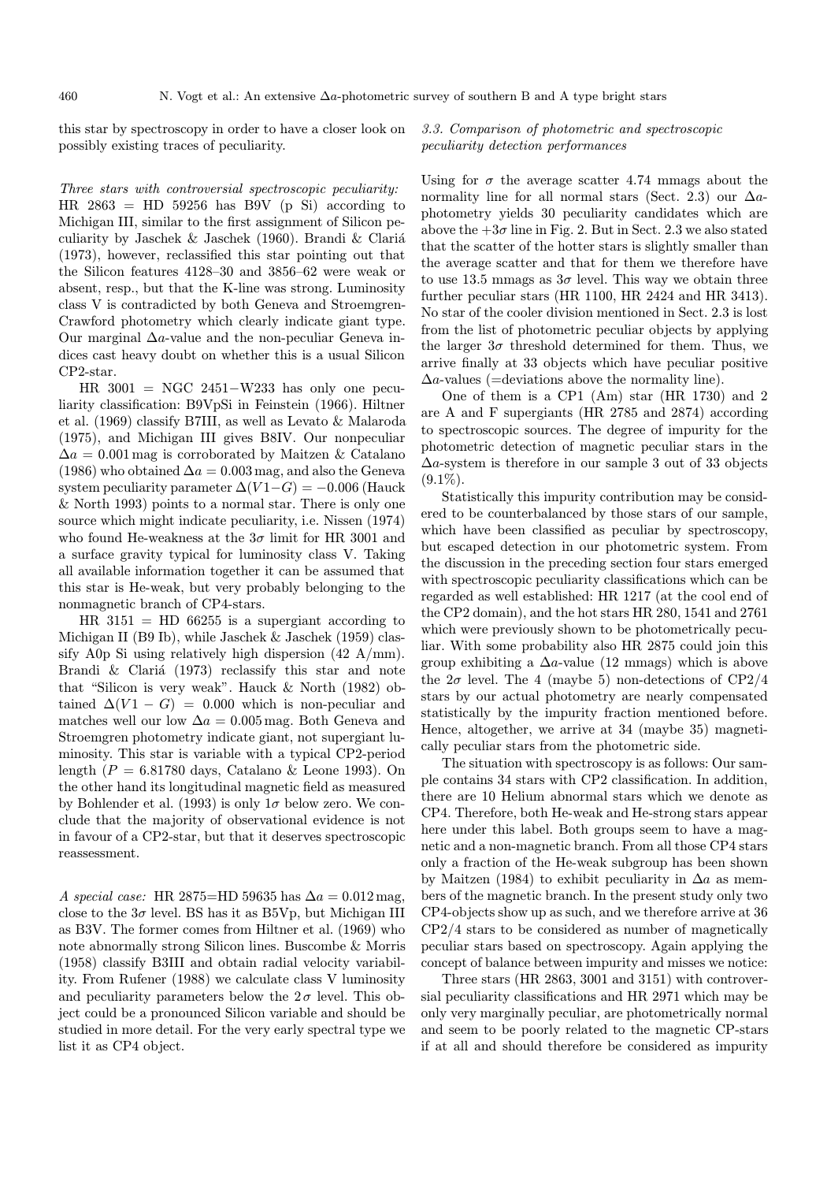this star by spectroscopy in order to have a closer look on possibly existing traces of peculiarity.

*Three stars with controversial spectroscopic peculiarity:* HR 2863 = HD 59256 has B9V (p Si) according to Michigan III, similar to the first assignment of Silicon peculiarity by Jaschek & Jaschek (1960). Brandi & Clariá (1973), however, reclassified this star pointing out that the Silicon features 4128–30 and 3856–62 were weak or absent, resp., but that the K-line was strong. Luminosity class V is contradicted by both Geneva and Stroemgren-Crawford photometry which clearly indicate giant type. Our marginal $\Delta a$-value and the non-peculiar Geneva indices cast heavy doubt on whether this is a usual Silicon CP2-star.

HR 3001 = NGC 2451−W233 has only one peculiarity classification: B9VpSi in Feinstein (1966). Hiltner et al. (1969) classify B7III, as well as Levato & Malaroda (1975), and Michigan III gives B8IV. Our nonpeculiar $\Delta a = 0.001$ mag is corroborated by Maitzen & Catalano (1986) who obtained $\Delta a = 0.003$ mag, and also the Geneva system peculiarity parameter $\Delta(V1-G) = -0.006$ (Hauck & North 1993) points to a normal star. There is only one source which might indicate peculiarity, i.e. Nissen (1974) who found He-weakness at the $3\sigma$ limit for HR 3001 and a surface gravity typical for luminosity class V. Taking all available information together it can be assumed that this star is He-weak, but very probably belonging to the nonmagnetic branch of CP4-stars.

HR 3151 = HD 66255 is a supergiant according to Michigan II (B9 Ib), while Jaschek & Jaschek (1959) classify A0p Si using relatively high dispersion (42 A/mm). Brandi & Clariá (1973) reclassify this star and note that "Silicon is very weak". Hauck & North (1982) obtained $\Delta(V1-G) = 0.000$ which is non-peculiar and matches well our low $\Delta a = 0.005$ mag. Both Geneva and Stroemgren photometry indicate giant, not supergiant luminosity. This star is variable with a typical CP2-period length ($P = 6.81780$ days, Catalano & Leone 1993). On the other hand its longitudinal magnetic field as measured by Bohlender et al. (1993) is only $1\sigma$ below zero. We conclude that the majority of observational evidence is not in favour of a CP2-star, but that it deserves spectroscopic reassessment.

*A special case:* HR 2875=HD 59635 has $\Delta a = 0.012$ mag, close to the $3\sigma$ level. BS has it as B5Vp, but Michigan III as B3V. The former comes from Hiltner et al. (1969) who note abnormally strong Silicon lines. Buscombe & Morris (1958) classify B3III and obtain radial velocity variability. From Rufener (1988) we calculate class V luminosity and peculiarity parameters below the $2\sigma$ level. This object could be a pronounced Silicon variable and should be studied in more detail. For the very early spectral type we list it as CP4 object.

### 3.3. Comparison of photometric and spectroscopic peculiarity detection performances

Using for $\sigma$ the average scatter 4.74 mmags about the normality line for all normal stars (Sect. 2.3) our $\Delta a$-photometry yields 30 peculiarity candidates which are above the $+3\sigma$ line in Fig. 2. But in Sect. 2.3 we also stated that the scatter of the hotter stars is slightly smaller than the average scatter and that for them we therefore have to use 13.5 mmags as $3\sigma$ level. This way we obtain three further peculiar stars (HR 1100, HR 2424 and HR 3413). No star of the cooler division mentioned in Sect. 2.3 is lost from the list of photometric peculiar objects by applying the larger $3\sigma$ threshold determined for them. Thus, we arrive finally at 33 objects which have peculiar positive $\Delta a$-values (=deviations above the normality line).

One of them is a CP1 (Am) star (HR 1730) and 2 are A and F supergiants (HR 2785 and 2874) according to spectroscopic sources. The degree of impurity for the photometric detection of magnetic peculiar stars in the $\Delta a$-system is therefore in our sample 3 out of 33 objects (9.1%).

Statistically this impurity contribution may be considered to be counterbalanced by those stars of our sample, which have been classified as peculiar by spectroscopy, but escaped detection in our photometric system. From the discussion in the preceding section four stars emerged with spectroscopic peculiarity classifications which can be regarded as well established: HR 1217 (at the cool end of the CP2 domain), and the hot stars HR 280, 1541 and 2761 which were previously shown to be photometrically peculiar. With some probability also HR 2875 could join this group exhibiting a $\Delta a$-value (12 mmags) which is above the $2\sigma$ level. The 4 (maybe 5) non-detections of CP2/4 stars by our actual photometry are nearly compensated statistically by the impurity fraction mentioned before. Hence, altogether, we arrive at 34 (maybe 35) magnetically peculiar stars from the photometric side.

The situation with spectroscopy is as follows: Our sample contains 34 stars with CP2 classification. In addition, there are 10 Helium abnormal stars which we denote as CP4. Therefore, both He-weak and He-strong stars appear here under this label. Both groups seem to have a magnetic and a non-magnetic branch. From all those CP4 stars only a fraction of the He-weak subgroup has been shown by Maitzen (1984) to exhibit peculiarity in $\Delta a$ as members of the magnetic branch. In the present study only two CP4-objects show up as such, and we therefore arrive at 36 CP2/4 stars to be considered as number of magnetically peculiar stars based on spectroscopy. Again applying the concept of balance between impurity and misses we notice:

Three stars (HR 2863, 3001 and 3151) with controversial peculiarity classifications and HR 2971 which may be only very marginally peculiar, are photometrically normal and seem to be poorly related to the magnetic CP-stars if at all and should therefore be considered as impurity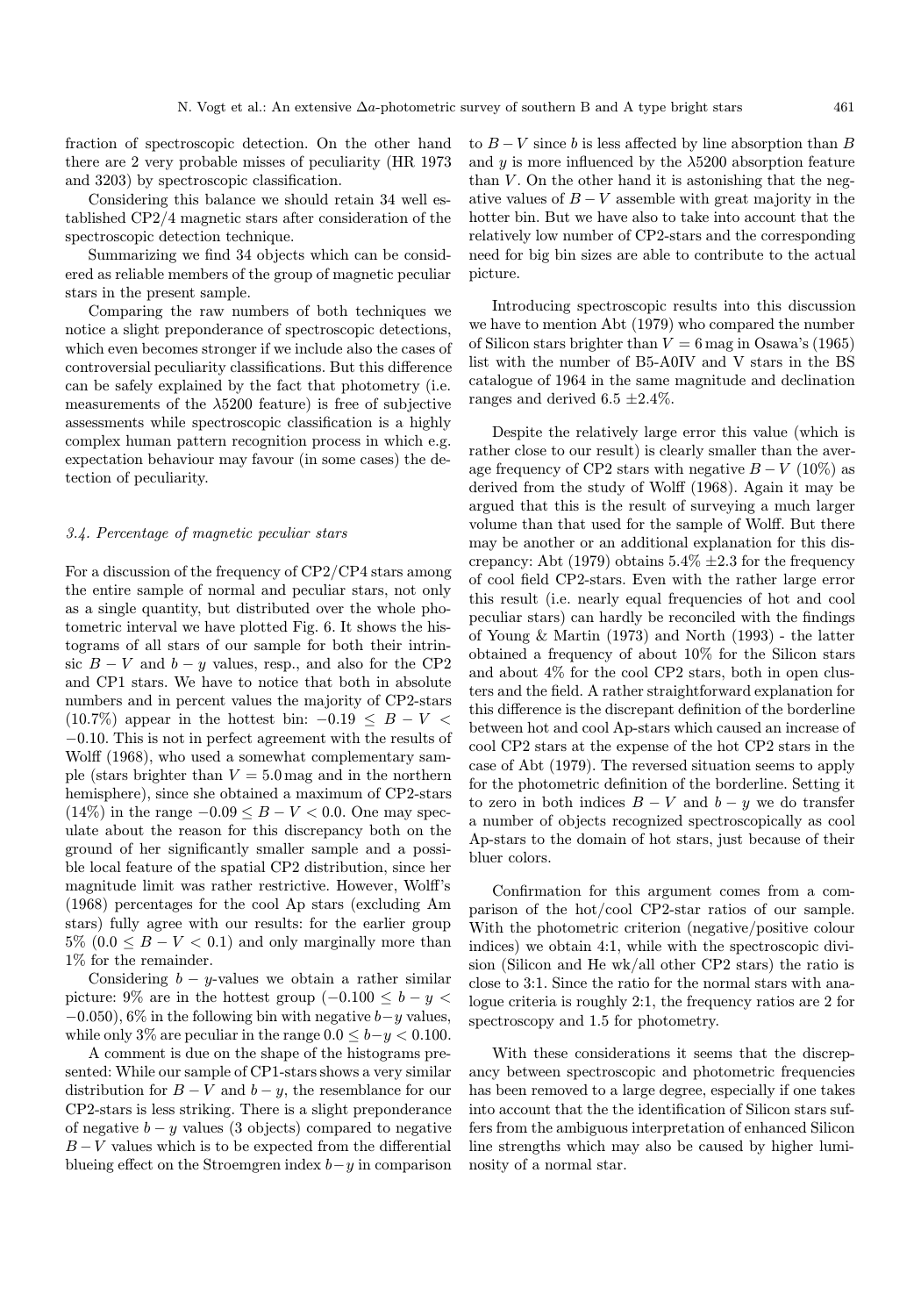fraction of spectroscopic detection. On the other hand there are 2 very probable misses of peculiarity (HR 1973 and 3203) by spectroscopic classification.

Considering this balance we should retain 34 well established CP2/4 magnetic stars after consideration of the spectroscopic detection technique.

Summarizing we find 34 objects which can be considered as reliable members of the group of magnetic peculiar stars in the present sample.

Comparing the raw numbers of both techniques we notice a slight preponderance of spectroscopic detections, which even becomes stronger if we include also the cases of controversial peculiarity classifications. But this difference can be safely explained by the fact that photometry (i.e. measurements of the $\lambda5200$ feature) is free of subjective assessments while spectroscopic classification is a highly complex human pattern recognition process in which e.g. expectation behaviour may favour (in some cases) the detection of peculiarity.

### *3.4. Percentage of magnetic peculiar stars*

For a discussion of the frequency of CP2/CP4 stars among the entire sample of normal and peculiar stars, not only as a single quantity, but distributed over the whole photometric interval we have plotted Fig. 6. It shows the histograms of all stars of our sample for both their intrinsic $B-V$ and $b-y$ values, resp., and also for the CP2 and CP1 stars. We have to notice that both in absolute numbers and in percent values the majority of CP2-stars (10.7%) appear in the hottest bin: $-0.19 \leq B-V < -0.10$. This is not in perfect agreement with the results of Wolff (1968), who used a somewhat complementary sample (stars brighter than $V = 5.0$ mag and in the northern hemisphere), since she obtained a maximum of CP2-stars (14%) in the range $-0.09 \leq B-V < 0.0$. One may speculate about the reason for this discrepancy both on the ground of her significantly smaller sample and a possible local feature of the spatial CP2 distribution, since her magnitude limit was rather restrictive. However, Wolff's (1968) percentages for the cool Ap stars (excluding Am stars) fully agree with our results: for the earlier group 5% ($0.0 \leq B-V < 0.1$) and only marginally more than 1% for the remainder.

Considering $b-y$-values we obtain a rather similar picture: 9% are in the hottest group ($-0.100 \leq b-y < -0.050$), 6% in the following bin with negative $b-y$ values, while only 3% are peculiar in the range $0.0 \leq b-y < 0.100$.

A comment is due on the shape of the histograms presented: While our sample of CP1-stars shows a very similar distribution for $B-V$ and $b-y$, the resemblance for our CP2-stars is less striking. There is a slight preponderance of negative $b-y$ values (3 objects) compared to negative $B-V$ values which is to be expected from the differential blueing effect on the Stroemgren index $b-y$ in comparison to $B-V$ since $b$ is less affected by line absorption than $B$ and $y$ is more influenced by the $\lambda5200$ absorption feature than $V$. On the other hand it is astonishing that the negative values of $B-V$ assemble with great majority in the hotter bin. But we have also to take into account that the relatively low number of CP2-stars and the corresponding need for big bin sizes are able to contribute to the actual picture.

Introducing spectroscopic results into this discussion we have to mention Abt (1979) who compared the number of Silicon stars brighter than $V = 6$ mag in Osawa's (1965) list with the number of B5-A0IV and V stars in the BS catalogue of 1964 in the same magnitude and declination ranges and derived $6.5 \pm 2.4\%$.

Despite the relatively large error this value (which is rather close to our result) is clearly smaller than the average frequency of CP2 stars with negative $B-V$ (10%) as derived from the study of Wolff (1968). Again it may be argued that this is the result of surveying a much larger volume than that used for the sample of Wolff. But there may be another or an additional explanation for this discrepancy: Abt (1979) obtains $5.4\% \pm 2.3$ for the frequency of cool field CP2-stars. Even with the rather large error this result (i.e. nearly equal frequencies of hot and cool peculiar stars) can hardly be reconciled with the findings of Young & Martin (1973) and North (1993) - the latter obtained a frequency of about 10% for the Silicon stars and about 4% for the cool CP2 stars, both in open clusters and the field. A rather straightforward explanation for this difference is the discrepant definition of the borderline between hot and cool Ap-stars which caused an increase of cool CP2 stars at the expense of the hot CP2 stars in the case of Abt (1979). The reversed situation seems to apply for the photometric definition of the borderline. Setting it to zero in both indices $B-V$ and $b-y$ we do transfer a number of objects recognized spectroscopically as cool Ap-stars to the domain of hot stars, just because of their bluer colors.

Confirmation for this argument comes from a comparison of the hot/cool CP2-star ratios of our sample. With the photometric criterion (negative/positive colour indices) we obtain 4:1, while with the spectroscopic division (Silicon and He wk/all other CP2 stars) the ratio is close to 3:1. Since the ratio for the normal stars with analogue criteria is roughly 2:1, the frequency ratios are 2 for spectroscopy and 1.5 for photometry.

With these considerations it seems that the discrepancy between spectroscopic and photometric frequencies has been removed to a large degree, especially if one takes into account that the the identification of Silicon stars suffers from the ambiguous interpretation of enhanced Silicon line strengths which may also be caused by higher luminosity of a normal star.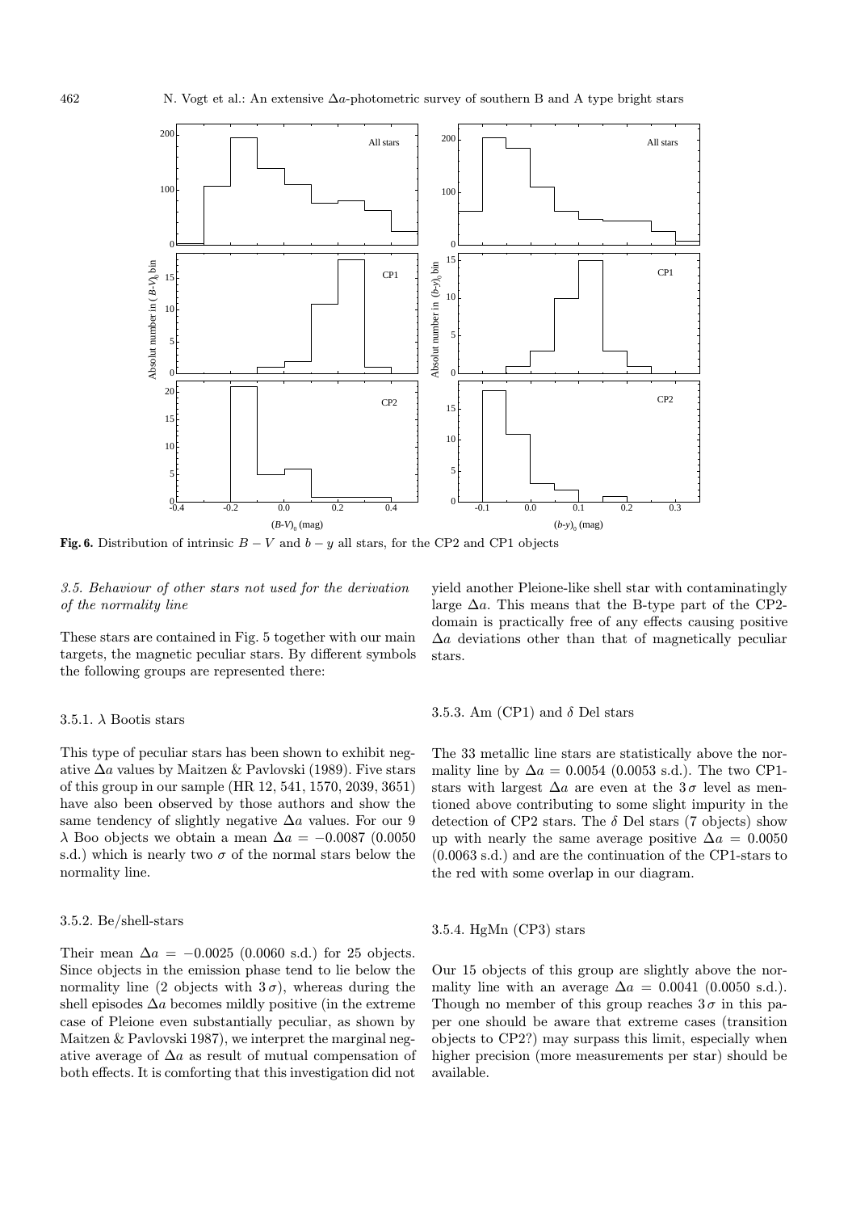**Fig. 6.** Distribution of intrinsic $B-V$ and $b-y$ all stars, for the CP2 and CP1 objects

### 3.5. Behaviour of other stars not used for the derivation of the normality line

These stars are contained in Fig. 5 together with our main targets, the magnetic peculiar stars. By different symbols the following groups are represented there:

#### 3.5.1. $\lambda$ Bootis stars

This type of peculiar stars has been shown to exhibit negative $\Delta a$ values by Maitzen & Pavlovski (1989). Five stars of this group in our sample (HR 12, 541, 1570, 2039, 3651) have also been observed by those authors and show the same tendency of slightly negative $\Delta a$ values. For our 9 $\lambda$ Boo objects we obtain a mean $\Delta a = -0.0087$ (0.0050 s.d.) which is nearly two $\sigma$ of the normal stars below the normality line.

#### 3.5.2. Be/shell-stars

Their mean $\Delta a = -0.0025$ (0.0060 s.d.) for 25 objects. Since objects in the emission phase tend to lie below the normality line (2 objects with $3\,\sigma$), whereas during the shell episodes $\Delta a$ becomes mildly positive (in the extreme case of Pleione even substantially peculiar, as shown by Maitzen & Pavlovski 1987), we interpret the marginal negative average of $\Delta a$ as result of mutual compensation of both effects. It is comforting that this investigation did not yield another Pleione-like shell star with contaminatingly large $\Delta a$. This means that the B-type part of the CP2-domain is practically free of any effects causing positive $\Delta a$ deviations other than that of magnetically peculiar stars.

#### 3.5.3. Am (CP1) and $\delta$ Del stars

The 33 metallic line stars are statistically above the normality line by $\Delta a = 0.0054$ (0.0053 s.d.). The two CP1-stars with largest $\Delta a$ are even at the $3\,\sigma$ level as mentioned above contributing to some slight impurity in the detection of CP2 stars. The $\delta$ Del stars (7 objects) show up with nearly the same average positive $\Delta a = 0.0050$ (0.0063 s.d.) and are the continuation of the CP1-stars to the red with some overlap in our diagram.

#### 3.5.4. HgMn (CP3) stars

Our 15 objects of this group are slightly above the normality line with an average $\Delta a = 0.0041$ (0.0050 s.d.). Though no member of this group reaches $3\,\sigma$ in this paper one should be aware that extreme cases (transition objects to CP2?) may surpass this limit, especially when higher precision (more measurements per star) should be available.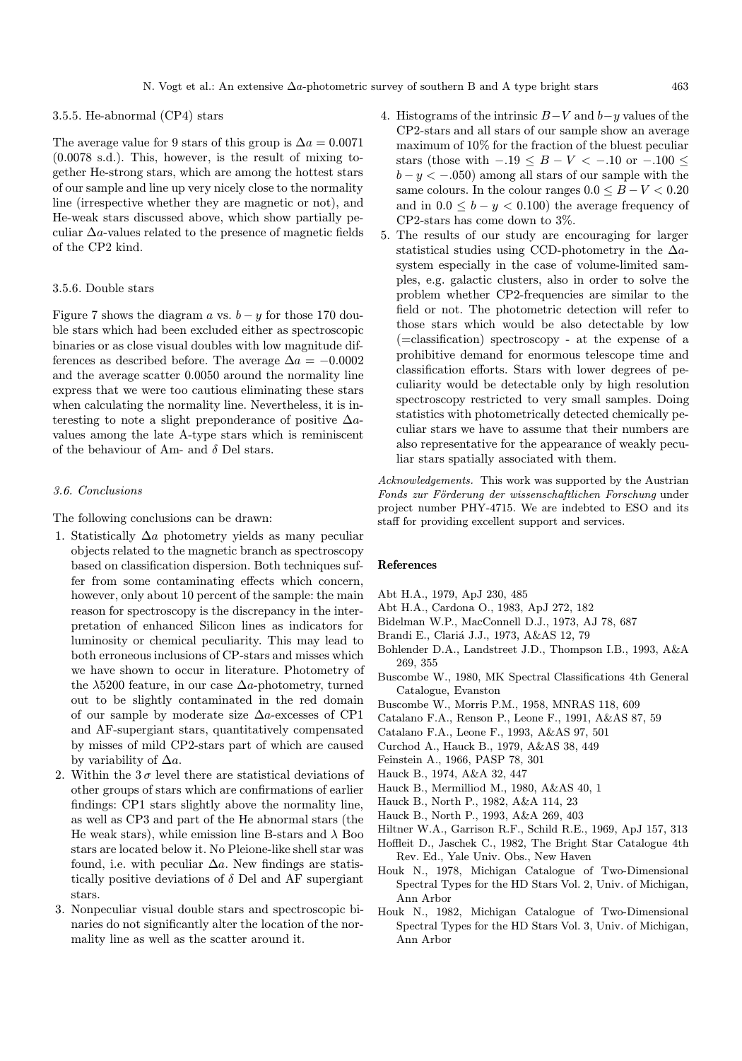#### 3.5.5. He-abnormal (CP4) stars

The average value for 9 stars of this group is $\Delta a = 0.0071$ (0.0078 s.d.). This, however, is the result of mixing together He-strong stars, which are among the hottest stars of our sample and line up very nicely close to the normality line (irrespective whether they are magnetic or not), and He-weak stars discussed above, which show partially peculiar $\Delta a$-values related to the presence of magnetic fields of the CP2 kind.

#### 3.5.6. Double stars

Figure 7 shows the diagram $a$ vs. $b-y$ for those 170 double stars which had been excluded either as spectroscopic binaries or as close visual doubles with low magnitude differences as described before. The average $\Delta a = -0.0002$ and the average scatter 0.0050 around the normality line express that we were too cautious eliminating these stars when calculating the normality line. Nevertheless, it is interesting to note a slight preponderance of positive $\Delta a$-values among the late A-type stars which is reminiscent of the behaviour of Am- and $\delta$ Del stars.

### *3.6. Conclusions*

The following conclusions can be drawn:

1. Statistically $\Delta a$ photometry yields as many peculiar objects related to the magnetic branch as spectroscopy based on classification dispersion. Both techniques suffer from some contaminating effects which concern, however, only about 10 percent of the sample: the main reason for spectroscopy is the discrepancy in the interpretation of enhanced Silicon lines as indicators for luminosity or chemical peculiarity. This may lead to both erroneous inclusions of CP-stars and misses which we have shown to occur in literature. Photometry of the $\lambda$5200 feature, in our case $\Delta a$-photometry, turned out to be slightly contaminated in the red domain of our sample by moderate size $\Delta a$-excesses of CP1 and AF-supergiant stars, quantitatively compensated by misses of mild CP2-stars part of which are caused by variability of $\Delta a$.
2. Within the $3\,\sigma$ level there are statistical deviations of other groups of stars which are confirmations of earlier findings: CP1 stars slightly above the normality line, as well as CP3 and part of the He abnormal stars (the He weak stars), while emission line B-stars and $\lambda$ Boo stars are located below it. No Pleione-like shell star was found, i.e. with peculiar $\Delta a$. New findings are statistically positive deviations of $\delta$ Del and AF supergiant stars.
3. Nonpeculiar visual double stars and spectroscopic binaries do not significantly alter the location of the normality line as well as the scatter around it.
4. Histograms of the intrinsic $B-V$ and $b-y$ values of the CP2-stars and all stars of our sample show an average maximum of 10% for the fraction of the bluest peculiar stars (those with $-.19 \leq B-V < -.10$ or $-.100 \leq b-y < -.050$) among all stars of our sample with the same colours. In the colour ranges $0.0 \leq B-V < 0.20$ and in $0.0 \leq b-y < 0.100$) the average frequency of CP2-stars has come down to 3%.
5. The results of our study are encouraging for larger statistical studies using CCD-photometry in the $\Delta a$-system especially in the case of volume-limited samples, e.g. galactic clusters, also in order to solve the problem whether CP2-frequencies are similar to the field or not. The photometric detection will refer to those stars which would be also detectable by low (=classification) spectroscopy - at the expense of a prohibitive demand for enormous telescope time and classification efforts. Stars with lower degrees of peculiarity would be detectable only by high resolution spectroscopy restricted to very small samples. Doing statistics with photometrically detected chemically peculiar stars we have to assume that their numbers are also representative for the appearance of weakly peculiar stars spatially associated with them.

*Acknowledgements.* This work was supported by the Austrian *Fonds zur Förderung der wissenschaftlichen Forschung* under project number PHY-4715. We are indebted to ESO and its staff for providing excellent support and services.

## References

Abt H.A., 1979, ApJ 230, 485
Abt H.A., Cardona O., 1983, ApJ 272, 182
Bidelman W.P., MacConnell D.J., 1973, AJ 78, 687
Brandi E., Clariá J.J., 1973, A&AS 12, 79
Bohlender D.A., Landstreet J.D., Thompson I.B., 1993, A&A 269, 355
Buscombe W., 1980, MK Spectral Classifications 4th General Catalogue, Evanston
Buscombe W., Morris P.M., 1958, MNRAS 118, 609
Catalano F.A., Renson P., Leone F., 1991, A&AS 87, 59
Catalano F.A., Leone F., 1993, A&AS 97, 501
Curchod A., Hauck B., 1979, A&AS 38, 449
Feinstein A., 1966, PASP 78, 301
Hauck B., 1974, A&A 32, 447
Hauck B., Mermilliod M., 1980, A&AS 40, 1
Hauck B., North P., 1982, A&A 114, 23
Hauck B., North P., 1993, A&A 269, 403
Hiltner W.A., Garrison R.F., Schild R.E., 1969, ApJ 157, 313
Hoffleit D., Jaschek C., 1982, The Bright Star Catalogue 4th Rev. Ed., Yale Univ. Obs., New Haven
Houk N., 1978, Michigan Catalogue of Two-Dimensional Spectral Types for the HD Stars Vol. 2, Univ. of Michigan, Ann Arbor
Houk N., 1982, Michigan Catalogue of Two-Dimensional Spectral Types for the HD Stars Vol. 3, Univ. of Michigan, Ann Arbor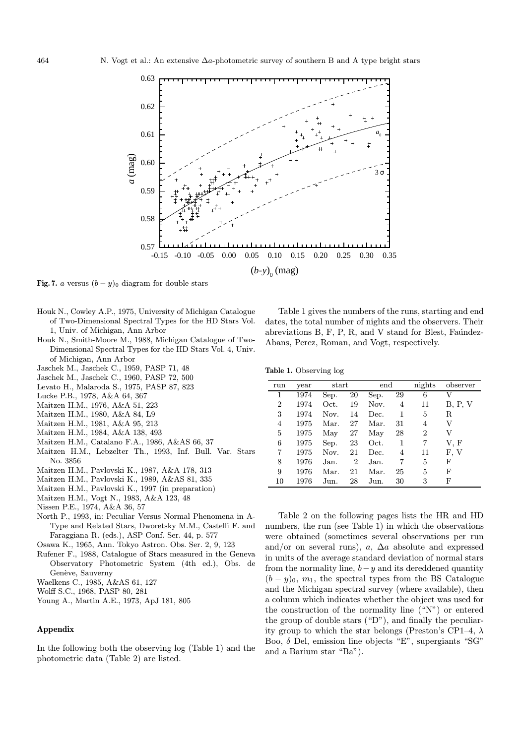0.63
0.62
0.61
0.60
0.59
0.58
0.57
$a$ (mag)
-0.15 -0.10 -0.05 0.00 0.05 0.10 0.15 0.20 0.25 0.30 0.35
$(b\text{-}y)_0$ (mag)
$a_0$
3 σ

**Fig. 7.** $a$ versus $(b-y)_0$ diagram for double stars

Houk N., Cowley A.P., 1975, University of Michigan Catalogue of Two-Dimensional Spectral Types for the HD Stars Vol. 1, Univ. of Michigan, Ann Arbor

Houk N., Smith-Moore M., 1988, Michigan Catalogue of Two-Dimensional Spectral Types for the HD Stars Vol. 4, Univ. of Michigan, Ann Arbor

Jaschek M., Jaschek C., 1959, PASP 71, 48

Jaschek M., Jaschek C., 1960, PASP 72, 500

Levato H., Malaroda S., 1975, PASP 87, 823

Lucke P.B., 1978, A&A 64, 367

Maitzen H.M., 1976, A&A 51, 223

Maitzen H.M., 1980, A&A 84, L9

Maitzen H.M., 1981, A&A 95, 213

Maitzen H.M., 1984, A&A 138, 493

Maitzen H.M., Catalano F.A., 1986, A&AS 66, 37

Maitzen H.M., Lebzelter Th., 1993, Inf. Bull. Var. Stars No. 3856

Maitzen H.M., Pavlovski K., 1987, A&A 178, 313

Maitzen H.M., Pavlovski K., 1989, A&AS 81, 335

Maitzen H.M., Pavlovski K., 1997 (in preparation)

Maitzen H.M., Vogt N., 1983, A&A 123, 48

Nissen P.E., 1974, A&A 36, 57

North P., 1993, in: Peculiar Versus Normal Phenomena in A-Type and Related Stars, Dworetsky M.M., Castelli F. and Faraggiana R. (eds.), ASP Conf. Ser. 44, p. 577

Osawa K., 1965, Ann. Tokyo Astron. Obs. Ser. 2, 9, 123

Rufener F., 1988, Catalogue of Stars measured in the Geneva Observatory Photometric System (4th ed.), Obs. de Genève, Sauverny

Waelkens C., 1985, A&AS 61, 127

Wolff S.C., 1968, PASP 80, 281

Young A., Martin A.E., 1973, ApJ 181, 805

## Appendix

In the following both the observing log (Table 1) and the photometric data (Table 2) are listed.

Table 1 gives the numbers of the runs, starting and end dates, the total number of nights and the observers. Their abreviations B, F, P, R, and V stand for Blest, Faúndez-Abans, Perez, Roman, and Vogt, respectively.

**Table 1.** Observing log

| run | year | start | | end | | nights | observer |
|---|---|---|---|---|---|---|---|
| 1 | 1974 | Sep. | 20 | Sep. | 29 | 6 | V |
| 2 | 1974 | Oct. | 19 | Nov. | 4 | 11 | B, P, V |
| 3 | 1974 | Nov. | 14 | Dec. | 1 | 5 | R |
| 4 | 1975 | Mar. | 27 | Mar. | 31 | 4 | V |
| 5 | 1975 | May | 27 | May | 28 | 2 | V |
| 6 | 1975 | Sep. | 23 | Oct. | 1 | 7 | V, F |
| 7 | 1975 | Nov. | 21 | Dec. | 4 | 11 | F, V |
| 8 | 1976 | Jan. | 2 | Jan. | 7 | 5 | F |
| 9 | 1976 | Mar. | 21 | Mar. | 25 | 5 | F |
| 10 | 1976 | Jun. | 28 | Jun. | 30 | 3 | F |

Table 2 on the following pages lists the HR and HD numbers, the run (see Table 1) in which the observations were obtained (sometimes several observations per run and/or on several runs), $a$, $\Delta a$ absolute and expressed in units of the average standard deviation of normal stars from the normality line, $b-y$ and its dereddened quantity $(b-y)_0$, $m_1$, the spectral types from the BS Catalogue and the Michigan spectral survey (where available), then a column which indicates whether the object was used for the construction of the normality line ("N") or entered the group of double stars ("D"), and finally the peculiarity group to which the star belongs (Preston's CP1–4, $\lambda$ Boo, $\delta$ Del, emission line objects "E", supergiants "SG" and a Barium star "Ba").